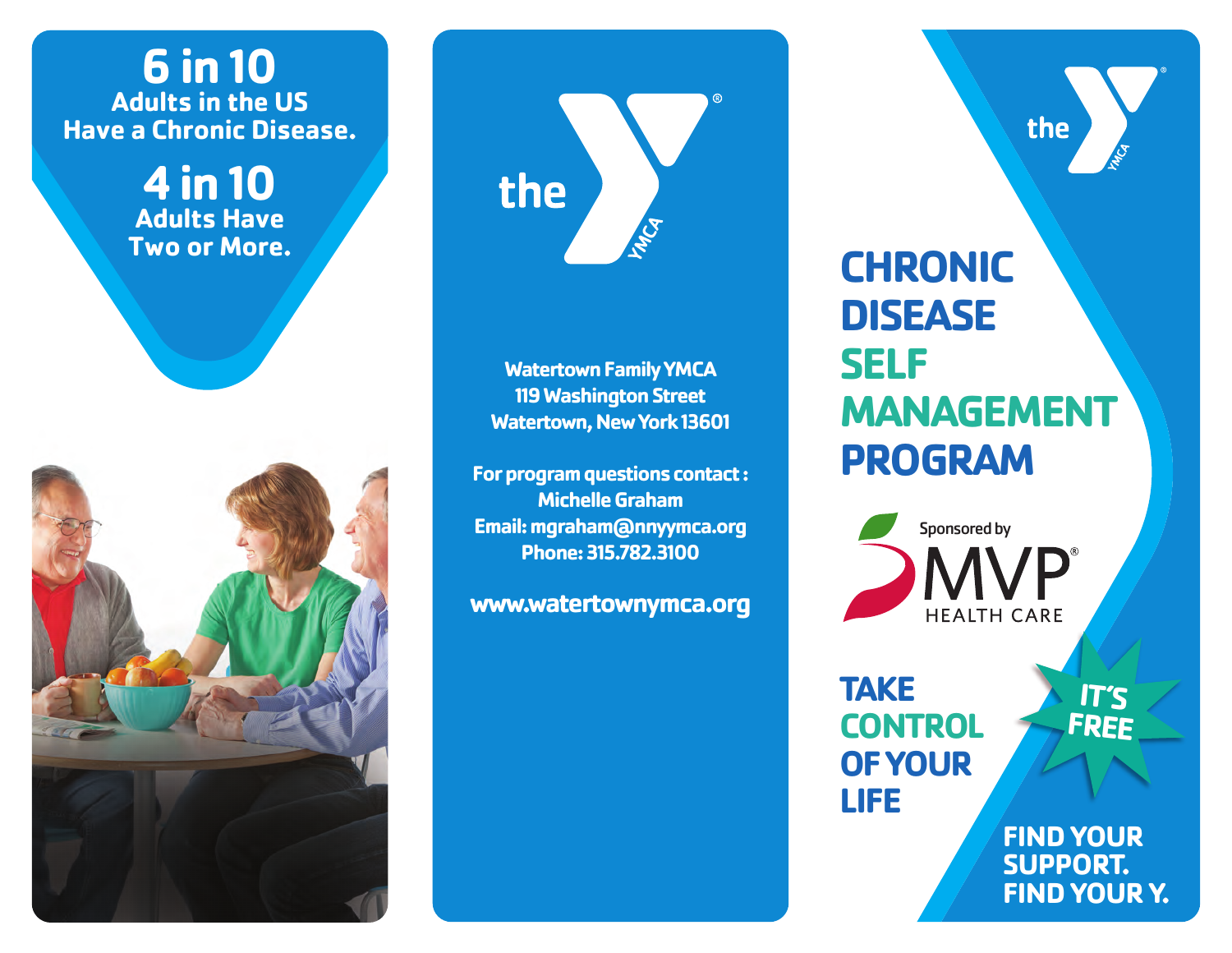**6 in 10**
**Adults in the US Have a Chronic Disease.**

**4 in 10**
**Adults Have Two or More.**

the YMCA

**Watertown Family YMCA**
**119 Washington Street**
**Watertown, New York 13601**

**For program questions contact:**
**Michelle Graham**
**Email: mgraham@nnyymca.org**
**Phone: 315.782.3100**

**www.watertownymca.org**

the YMCA

# CHRONIC DISEASE SELF MANAGEMENT PROGRAM

Sponsored by MVP® HEALTH CARE

## TAKE CONTROL OF YOUR LIFE

**IT'S FREE**

**FIND YOUR SUPPORT. FIND YOUR Y.**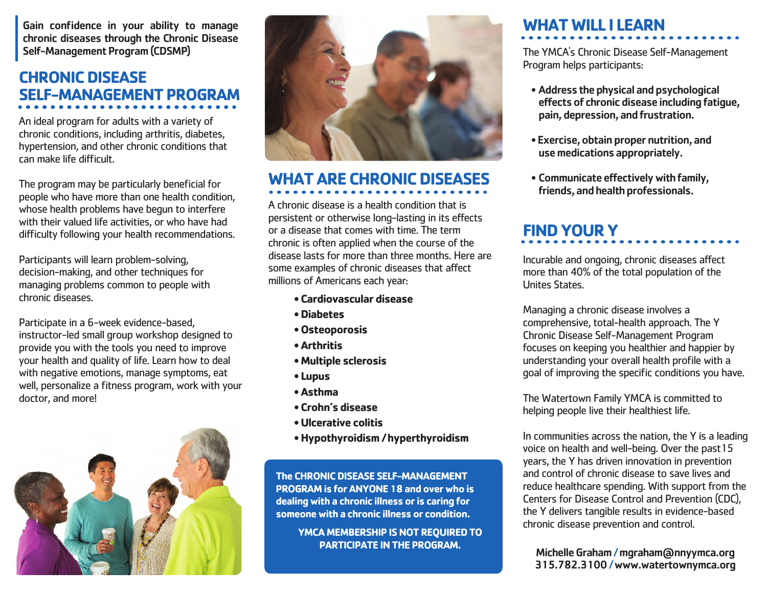**Gain confidence in your ability to manage chronic diseases through the Chronic Disease Self-Management Program (CDSMP)**

## CHRONIC DISEASE SELF-MANAGEMENT PROGRAM

An ideal program for adults with a variety of chronic conditions, including arthritis, diabetes, hypertension, and other chronic conditions that can make life difficult.

The program may be particularly beneficial for people who have more than one health condition, whose health problems have begun to interfere with their valued life activities, or who have had difficulty following your health recommendations.

Participants will learn problem-solving, decision-making, and other techniques for managing problems common to people with chronic diseases.

Participate in a 6-week evidence-based, instructor-led small group workshop designed to provide you with the tools you need to improve your health and quality of life. Learn how to deal with negative emotions, manage symptoms, eat well, personalize a fitness program, work with your doctor, and more!

## WHAT ARE CHRONIC DISEASES

A chronic disease is a health condition that is persistent or otherwise long-lasting in its effects or a disease that comes with time. The term chronic is often applied when the course of the disease lasts for more than three months. Here are some examples of chronic diseases that affect millions of Americans each year:

- **Cardiovascular disease**
- **Diabetes**
- **Osteoporosis**
- **Arthritis**
- **Multiple sclerosis**
- **Lupus**
- **Asthma**
- **Crohn's disease**
- **Ulcerative colitis**
- **Hypothyroidism / hyperthyroidism**

**The CHRONIC DISEASE SELF-MANAGEMENT PROGRAM is for ANYONE 18 and over who is dealing with a chronic illness or is caring for someone with a chronic illness or condition.**

**YMCA MEMBERSHIP IS NOT REQUIRED TO PARTICIPATE IN THE PROGRAM.**

## WHAT WILL I LEARN

The YMCA's Chronic Disease Self-Management Program helps participants:

- **Address the physical and psychological effects of chronic disease including fatigue, pain, depression, and frustration.**
- **Exercise, obtain proper nutrition, and use medications appropriately.**
- **Communicate effectively with family, friends, and health professionals.**

## FIND YOUR Y

Incurable and ongoing, chronic diseases affect more than 40% of the total population of the Unites States.

Managing a chronic disease involves a comprehensive, total-health approach. The Y Chronic Disease Self-Management Program focuses on keeping you healthier and happier by understanding your overall health profile with a goal of improving the specific conditions you have.

The Watertown Family YMCA is committed to helping people live their healthiest life.

In communities across the nation, the Y is a leading voice on health and well-being. Over the past15 years, the Y has driven innovation in prevention and control of chronic disease to save lives and reduce healthcare spending. With support from the Centers for Disease Control and Prevention (CDC), the Y delivers tangible results in evidence-based chronic disease prevention and control.

**Michelle Graham / mgraham@nnyymca.org**
**315.782.3100 / www.watertownymca.org**